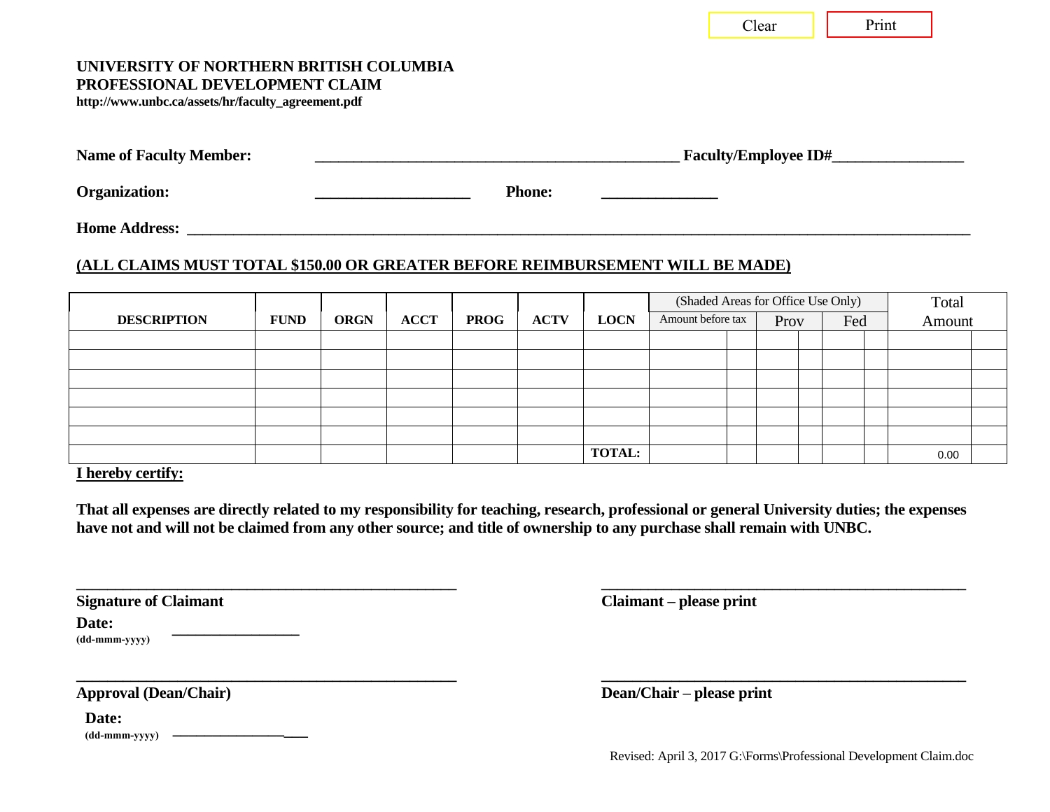Clear | Print

**UNIVERSITY OF NORTHERN BRITISH COLUMBIA**
**PROFESSIONAL DEVELOPMENT CLAIM**
**http://www.unbc.ca/assets/hr/faculty_agreement.pdf**

**Name of Faculty Member:** ______________________________________________ **Faculty/Employee ID#**________________

**Organization:** ____________________ **Phone:** _______________

**Home Address:** ____________________________________________________________________________________________

**(ALL CLAIMS MUST TOTAL $150.00 OR GREATER BEFORE REIMBURSEMENT WILL BE MADE)**

| DESCRIPTION | FUND | ORGN | ACCT | PROG | ACTV | LOCN | (Shaded Areas for Office Use Only) | | | | | | Total Amount | |
|---|---|---|---|---|---|---|---|---|---|---|---|---|---|---|
| | | | | | | | Amount before tax | | Prov | | Fed | | | |
| | | | | | | | | | | | | | | |
| | | | | | | | | | | | | | | |
| | | | | | | | | | | | | | | |
| | | | | | | | | | | | | | | |
| | | | | | | | | | | | | | | |
| | | | | | | | | | | | | | | |
| | | | | | | **TOTAL:** | | | | | | | 0.00 | |

**I hereby certify:**

**That all expenses are directly related to my responsibility for teaching, research, professional or general University duties; the expenses have not and will not be claimed from any other source; and title of ownership to any purchase shall remain with UNBC.**

_______________________________________________ **Signature of Claimant**

_______________________________________________ **Claimant – please print**

**Date:** ________________
**(dd-mmm-yyyy)**

_______________________________________________ **Approval (Dean/Chair)**

_______________________________________________ **Dean/Chair – please print**

**Date:** ____________________
**(dd-mmm-yyyy)**

Revised: April 3, 2017 G:\Forms\Professional Development Claim.doc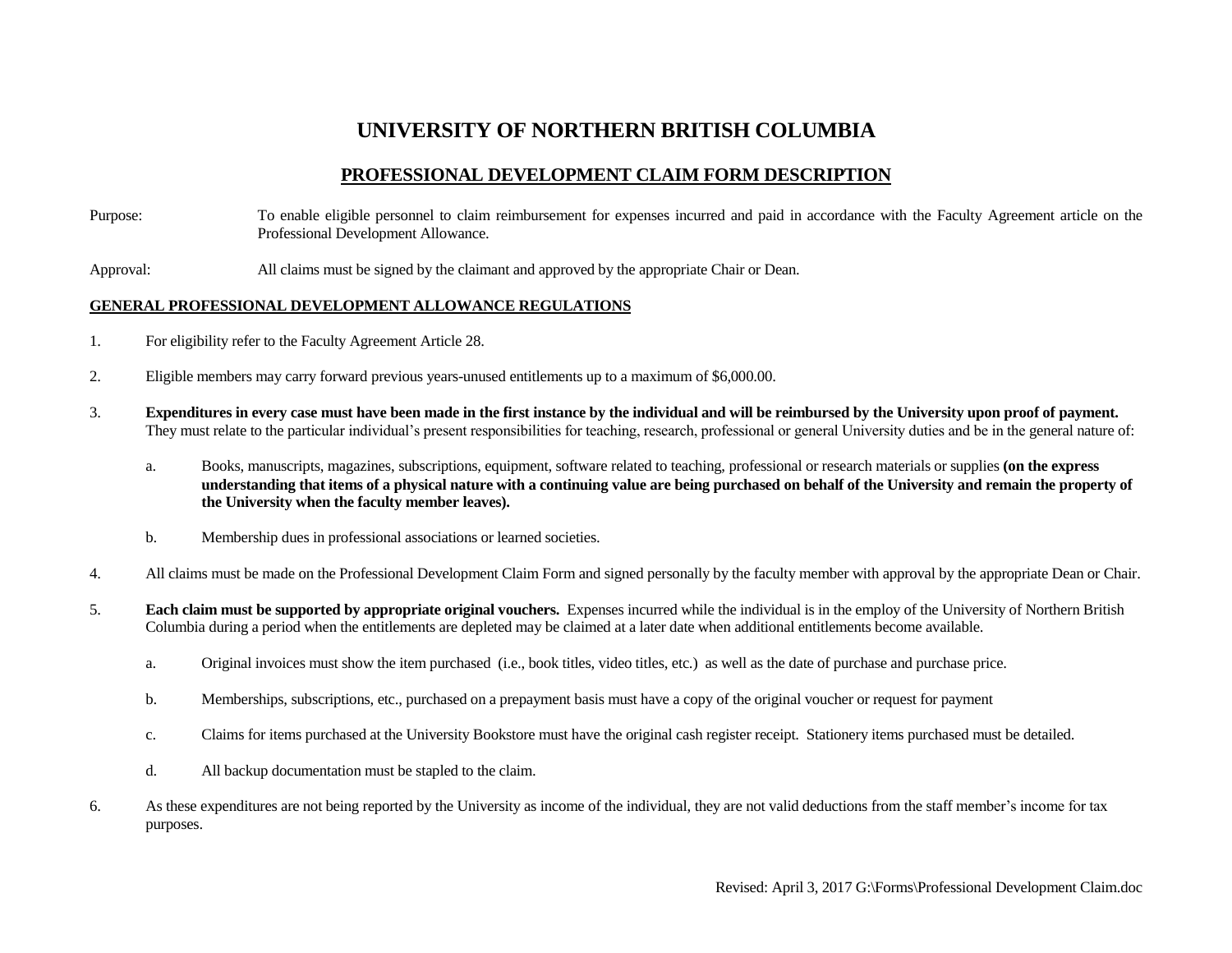# UNIVERSITY OF NORTHERN BRITISH COLUMBIA

## PROFESSIONAL DEVELOPMENT CLAIM FORM DESCRIPTION

Purpose: To enable eligible personnel to claim reimbursement for expenses incurred and paid in accordance with the Faculty Agreement article on the Professional Development Allowance.

Approval: All claims must be signed by the claimant and approved by the appropriate Chair or Dean.

### GENERAL PROFESSIONAL DEVELOPMENT ALLOWANCE REGULATIONS

1. For eligibility refer to the Faculty Agreement Article 28.

2. Eligible members may carry forward previous years-unused entitlements up to a maximum of $6,000.00.

3. **Expenditures in every case must have been made in the first instance by the individual and will be reimbursed by the University upon proof of payment.** They must relate to the particular individual's present responsibilities for teaching, research, professional or general University duties and be in the general nature of:

   a. Books, manuscripts, magazines, subscriptions, equipment, software related to teaching, professional or research materials or supplies **(on the express understanding that items of a physical nature with a continuing value are being purchased on behalf of the University and remain the property of the University when the faculty member leaves).**

   b. Membership dues in professional associations or learned societies.

4. All claims must be made on the Professional Development Claim Form and signed personally by the faculty member with approval by the appropriate Dean or Chair.

5. **Each claim must be supported by appropriate original vouchers.** Expenses incurred while the individual is in the employ of the University of Northern British Columbia during a period when the entitlements are depleted may be claimed at a later date when additional entitlements become available.

   a. Original invoices must show the item purchased (i.e., book titles, video titles, etc.) as well as the date of purchase and purchase price.

   b. Memberships, subscriptions, etc., purchased on a prepayment basis must have a copy of the original voucher or request for payment

   c. Claims for items purchased at the University Bookstore must have the original cash register receipt. Stationery items purchased must be detailed.

   d. All backup documentation must be stapled to the claim.

6. As these expenditures are not being reported by the University as income of the individual, they are not valid deductions from the staff member's income for tax purposes.

Revised: April 3, 2017 G:\Forms\Professional Development Claim.doc